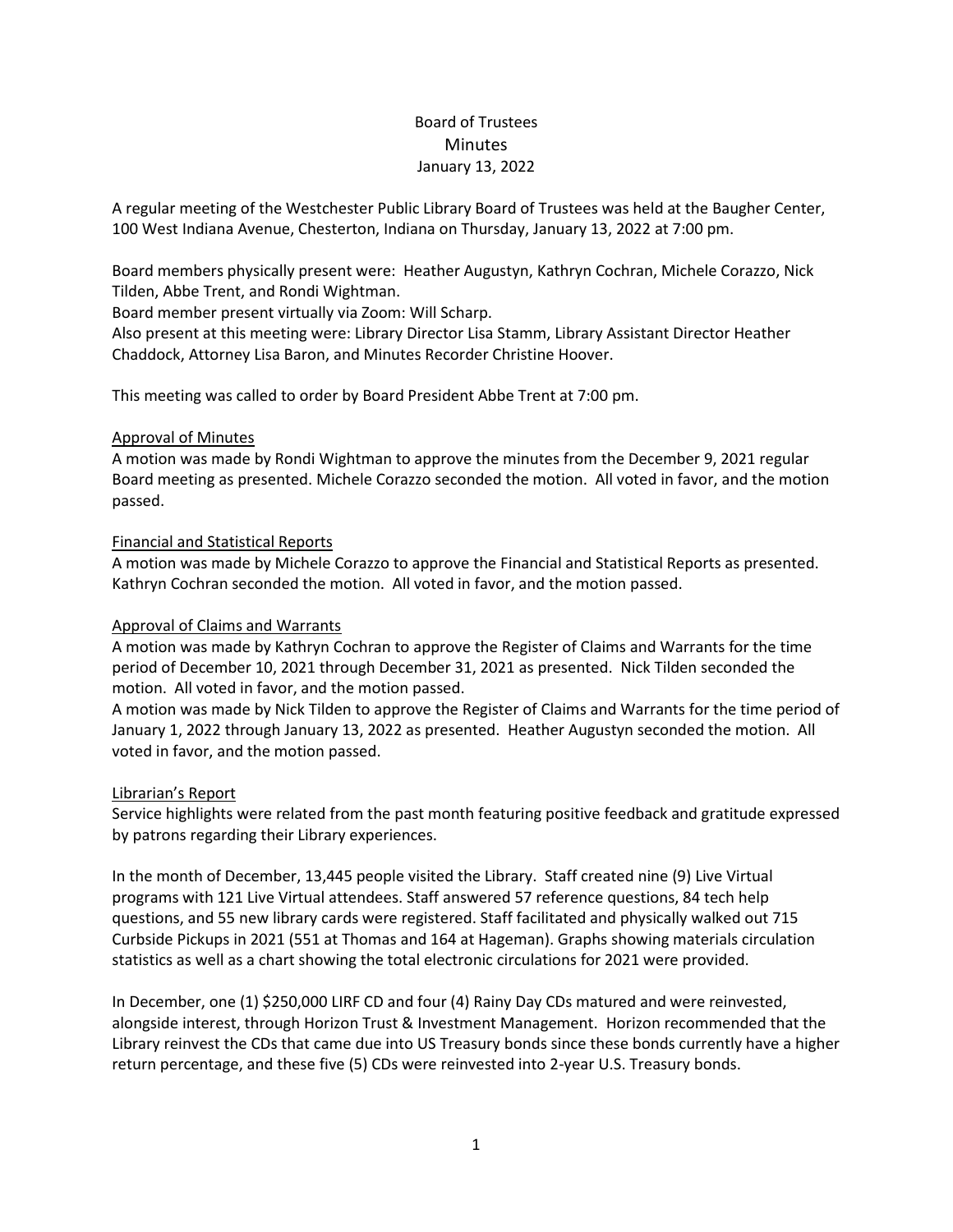# Board of Trustees
## Minutes
### January 13, 2022

A regular meeting of the Westchester Public Library Board of Trustees was held at the Baugher Center, 100 West Indiana Avenue, Chesterton, Indiana on Thursday, January 13, 2022 at 7:00 pm.

Board members physically present were: Heather Augustyn, Kathryn Cochran, Michele Corazzo, Nick Tilden, Abbe Trent, and Rondi Wightman.
Board member present virtually via Zoom: Will Scharp.
Also present at this meeting were: Library Director Lisa Stamm, Library Assistant Director Heather Chaddock, Attorney Lisa Baron, and Minutes Recorder Christine Hoover.

This meeting was called to order by Board President Abbe Trent at 7:00 pm.

<u>Approval of Minutes</u>
A motion was made by Rondi Wightman to approve the minutes from the December 9, 2021 regular Board meeting as presented. Michele Corazzo seconded the motion. All voted in favor, and the motion passed.

<u>Financial and Statistical Reports</u>
A motion was made by Michele Corazzo to approve the Financial and Statistical Reports as presented. Kathryn Cochran seconded the motion. All voted in favor, and the motion passed.

<u>Approval of Claims and Warrants</u>
A motion was made by Kathryn Cochran to approve the Register of Claims and Warrants for the time period of December 10, 2021 through December 31, 2021 as presented. Nick Tilden seconded the motion. All voted in favor, and the motion passed.
A motion was made by Nick Tilden to approve the Register of Claims and Warrants for the time period of January 1, 2022 through January 13, 2022 as presented. Heather Augustyn seconded the motion. All voted in favor, and the motion passed.

<u>Librarian's Report</u>
Service highlights were related from the past month featuring positive feedback and gratitude expressed by patrons regarding their Library experiences.

In the month of December, 13,445 people visited the Library. Staff created nine (9) Live Virtual programs with 121 Live Virtual attendees. Staff answered 57 reference questions, 84 tech help questions, and 55 new library cards were registered. Staff facilitated and physically walked out 715 Curbside Pickups in 2021 (551 at Thomas and 164 at Hageman). Graphs showing materials circulation statistics as well as a chart showing the total electronic circulations for 2021 were provided.

In December, one (1) $250,000 LIRF CD and four (4) Rainy Day CDs matured and were reinvested, alongside interest, through Horizon Trust & Investment Management. Horizon recommended that the Library reinvest the CDs that came due into US Treasury bonds since these bonds currently have a higher return percentage, and these five (5) CDs were reinvested into 2-year U.S. Treasury bonds.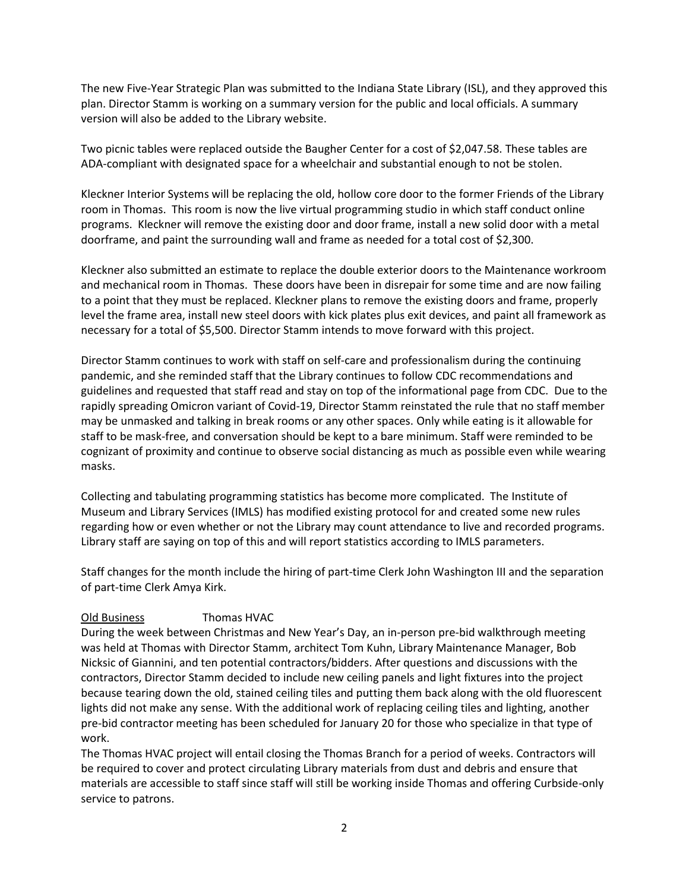The new Five-Year Strategic Plan was submitted to the Indiana State Library (ISL), and they approved this plan. Director Stamm is working on a summary version for the public and local officials. A summary version will also be added to the Library website.

Two picnic tables were replaced outside the Baugher Center for a cost of $2,047.58. These tables are ADA-compliant with designated space for a wheelchair and substantial enough to not be stolen.

Kleckner Interior Systems will be replacing the old, hollow core door to the former Friends of the Library room in Thomas. This room is now the live virtual programming studio in which staff conduct online programs. Kleckner will remove the existing door and door frame, install a new solid door with a metal doorframe, and paint the surrounding wall and frame as needed for a total cost of $2,300.

Kleckner also submitted an estimate to replace the double exterior doors to the Maintenance workroom and mechanical room in Thomas. These doors have been in disrepair for some time and are now failing to a point that they must be replaced. Kleckner plans to remove the existing doors and frame, properly level the frame area, install new steel doors with kick plates plus exit devices, and paint all framework as necessary for a total of $5,500. Director Stamm intends to move forward with this project.

Director Stamm continues to work with staff on self-care and professionalism during the continuing pandemic, and she reminded staff that the Library continues to follow CDC recommendations and guidelines and requested that staff read and stay on top of the informational page from CDC. Due to the rapidly spreading Omicron variant of Covid-19, Director Stamm reinstated the rule that no staff member may be unmasked and talking in break rooms or any other spaces. Only while eating is it allowable for staff to be mask-free, and conversation should be kept to a bare minimum. Staff were reminded to be cognizant of proximity and continue to observe social distancing as much as possible even while wearing masks.

Collecting and tabulating programming statistics has become more complicated. The Institute of Museum and Library Services (IMLS) has modified existing protocol for and created some new rules regarding how or even whether or not the Library may count attendance to live and recorded programs. Library staff are saying on top of this and will report statistics according to IMLS parameters.

Staff changes for the month include the hiring of part-time Clerk John Washington III and the separation of part-time Clerk Amya Kirk.

Old Business Thomas HVAC

During the week between Christmas and New Year's Day, an in-person pre-bid walkthrough meeting was held at Thomas with Director Stamm, architect Tom Kuhn, Library Maintenance Manager, Bob Nicksic of Giannini, and ten potential contractors/bidders. After questions and discussions with the contractors, Director Stamm decided to include new ceiling panels and light fixtures into the project because tearing down the old, stained ceiling tiles and putting them back along with the old fluorescent lights did not make any sense. With the additional work of replacing ceiling tiles and lighting, another pre-bid contractor meeting has been scheduled for January 20 for those who specialize in that type of work.

The Thomas HVAC project will entail closing the Thomas Branch for a period of weeks. Contractors will be required to cover and protect circulating Library materials from dust and debris and ensure that materials are accessible to staff since staff will still be working inside Thomas and offering Curbside-only service to patrons.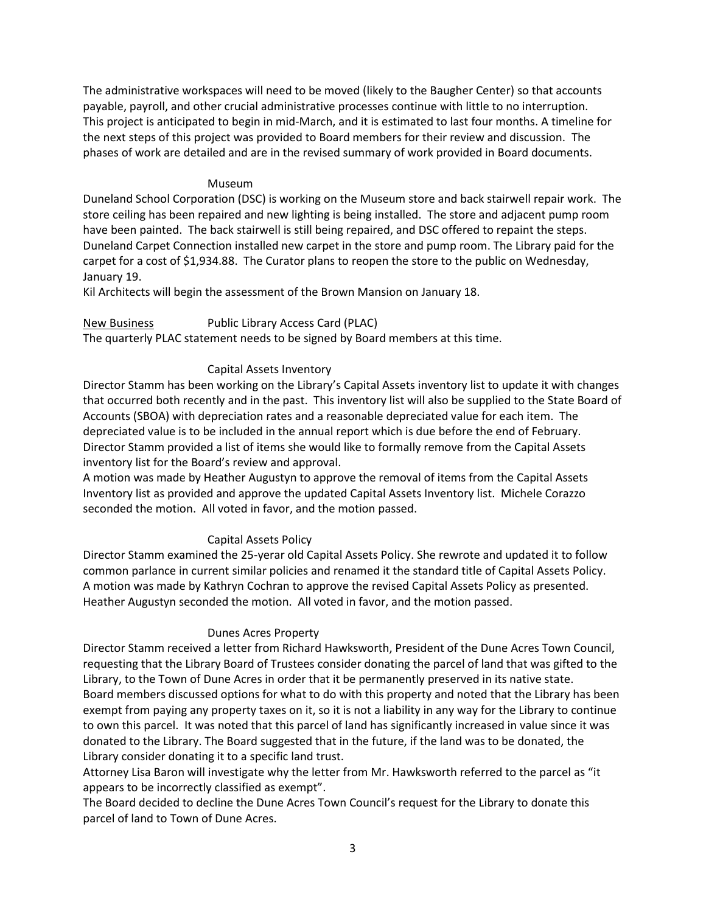The administrative workspaces will need to be moved (likely to the Baugher Center) so that accounts payable, payroll, and other crucial administrative processes continue with little to no interruption. This project is anticipated to begin in mid-March, and it is estimated to last four months. A timeline for the next steps of this project was provided to Board members for their review and discussion. The phases of work are detailed and are in the revised summary of work provided in Board documents.

Museum

Duneland School Corporation (DSC) is working on the Museum store and back stairwell repair work. The store ceiling has been repaired and new lighting is being installed. The store and adjacent pump room have been painted. The back stairwell is still being repaired, and DSC offered to repaint the steps. Duneland Carpet Connection installed new carpet in the store and pump room. The Library paid for the carpet for a cost of $1,934.88. The Curator plans to reopen the store to the public on Wednesday, January 19.

Kil Architects will begin the assessment of the Brown Mansion on January 18.

<u>New Business</u> Public Library Access Card (PLAC)

The quarterly PLAC statement needs to be signed by Board members at this time.

Capital Assets Inventory

Director Stamm has been working on the Library's Capital Assets inventory list to update it with changes that occurred both recently and in the past. This inventory list will also be supplied to the State Board of Accounts (SBOA) with depreciation rates and a reasonable depreciated value for each item. The depreciated value is to be included in the annual report which is due before the end of February. Director Stamm provided a list of items she would like to formally remove from the Capital Assets inventory list for the Board's review and approval.

A motion was made by Heather Augustyn to approve the removal of items from the Capital Assets Inventory list as provided and approve the updated Capital Assets Inventory list. Michele Corazzo seconded the motion. All voted in favor, and the motion passed.

Capital Assets Policy

Director Stamm examined the 25-yerar old Capital Assets Policy. She rewrote and updated it to follow common parlance in current similar policies and renamed it the standard title of Capital Assets Policy. A motion was made by Kathryn Cochran to approve the revised Capital Assets Policy as presented. Heather Augustyn seconded the motion. All voted in favor, and the motion passed.

Dunes Acres Property

Director Stamm received a letter from Richard Hawksworth, President of the Dune Acres Town Council, requesting that the Library Board of Trustees consider donating the parcel of land that was gifted to the Library, to the Town of Dune Acres in order that it be permanently preserved in its native state. Board members discussed options for what to do with this property and noted that the Library has been exempt from paying any property taxes on it, so it is not a liability in any way for the Library to continue to own this parcel. It was noted that this parcel of land has significantly increased in value since it was donated to the Library. The Board suggested that in the future, if the land was to be donated, the Library consider donating it to a specific land trust.

Attorney Lisa Baron will investigate why the letter from Mr. Hawksworth referred to the parcel as "it appears to be incorrectly classified as exempt".

The Board decided to decline the Dune Acres Town Council's request for the Library to donate this parcel of land to Town of Dune Acres.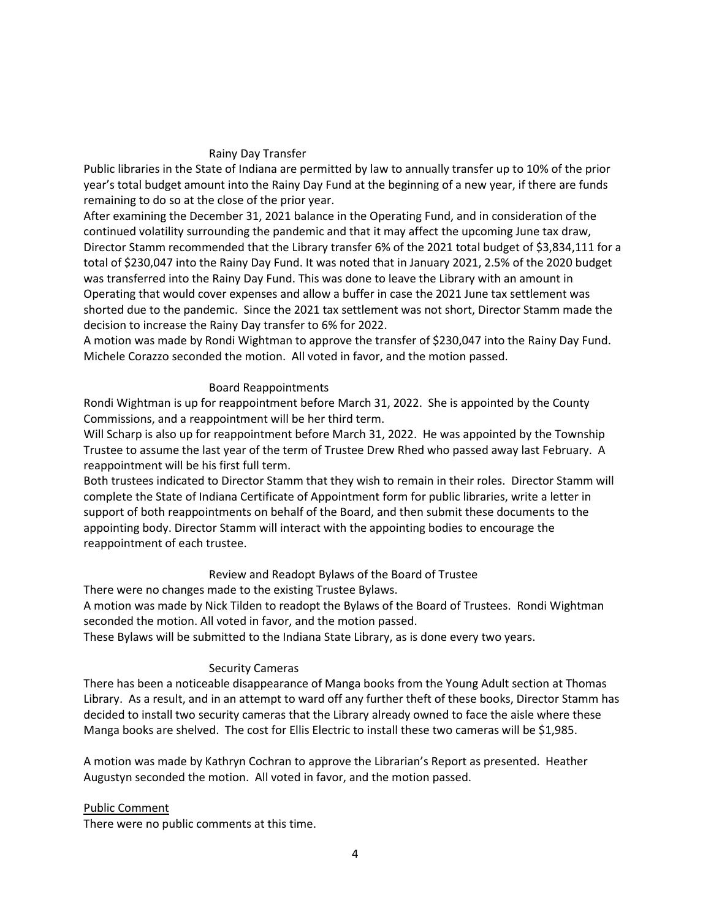### Rainy Day Transfer

Public libraries in the State of Indiana are permitted by law to annually transfer up to 10% of the prior year's total budget amount into the Rainy Day Fund at the beginning of a new year, if there are funds remaining to do so at the close of the prior year.

After examining the December 31, 2021 balance in the Operating Fund, and in consideration of the continued volatility surrounding the pandemic and that it may affect the upcoming June tax draw, Director Stamm recommended that the Library transfer 6% of the 2021 total budget of $3,834,111 for a total of $230,047 into the Rainy Day Fund. It was noted that in January 2021, 2.5% of the 2020 budget was transferred into the Rainy Day Fund. This was done to leave the Library with an amount in Operating that would cover expenses and allow a buffer in case the 2021 June tax settlement was shorted due to the pandemic. Since the 2021 tax settlement was not short, Director Stamm made the decision to increase the Rainy Day transfer to 6% for 2022.

A motion was made by Rondi Wightman to approve the transfer of $230,047 into the Rainy Day Fund. Michele Corazzo seconded the motion. All voted in favor, and the motion passed.

### Board Reappointments

Rondi Wightman is up for reappointment before March 31, 2022. She is appointed by the County Commissions, and a reappointment will be her third term.

Will Scharp is also up for reappointment before March 31, 2022. He was appointed by the Township Trustee to assume the last year of the term of Trustee Drew Rhed who passed away last February. A reappointment will be his first full term.

Both trustees indicated to Director Stamm that they wish to remain in their roles. Director Stamm will complete the State of Indiana Certificate of Appointment form for public libraries, write a letter in support of both reappointments on behalf of the Board, and then submit these documents to the appointing body. Director Stamm will interact with the appointing bodies to encourage the reappointment of each trustee.

### Review and Readopt Bylaws of the Board of Trustee

There were no changes made to the existing Trustee Bylaws.

A motion was made by Nick Tilden to readopt the Bylaws of the Board of Trustees. Rondi Wightman seconded the motion. All voted in favor, and the motion passed.

These Bylaws will be submitted to the Indiana State Library, as is done every two years.

### Security Cameras

There has been a noticeable disappearance of Manga books from the Young Adult section at Thomas Library. As a result, and in an attempt to ward off any further theft of these books, Director Stamm has decided to install two security cameras that the Library already owned to face the aisle where these Manga books are shelved. The cost for Ellis Electric to install these two cameras will be $1,985.

A motion was made by Kathryn Cochran to approve the Librarian's Report as presented. Heather Augustyn seconded the motion. All voted in favor, and the motion passed.

## Public Comment

There were no public comments at this time.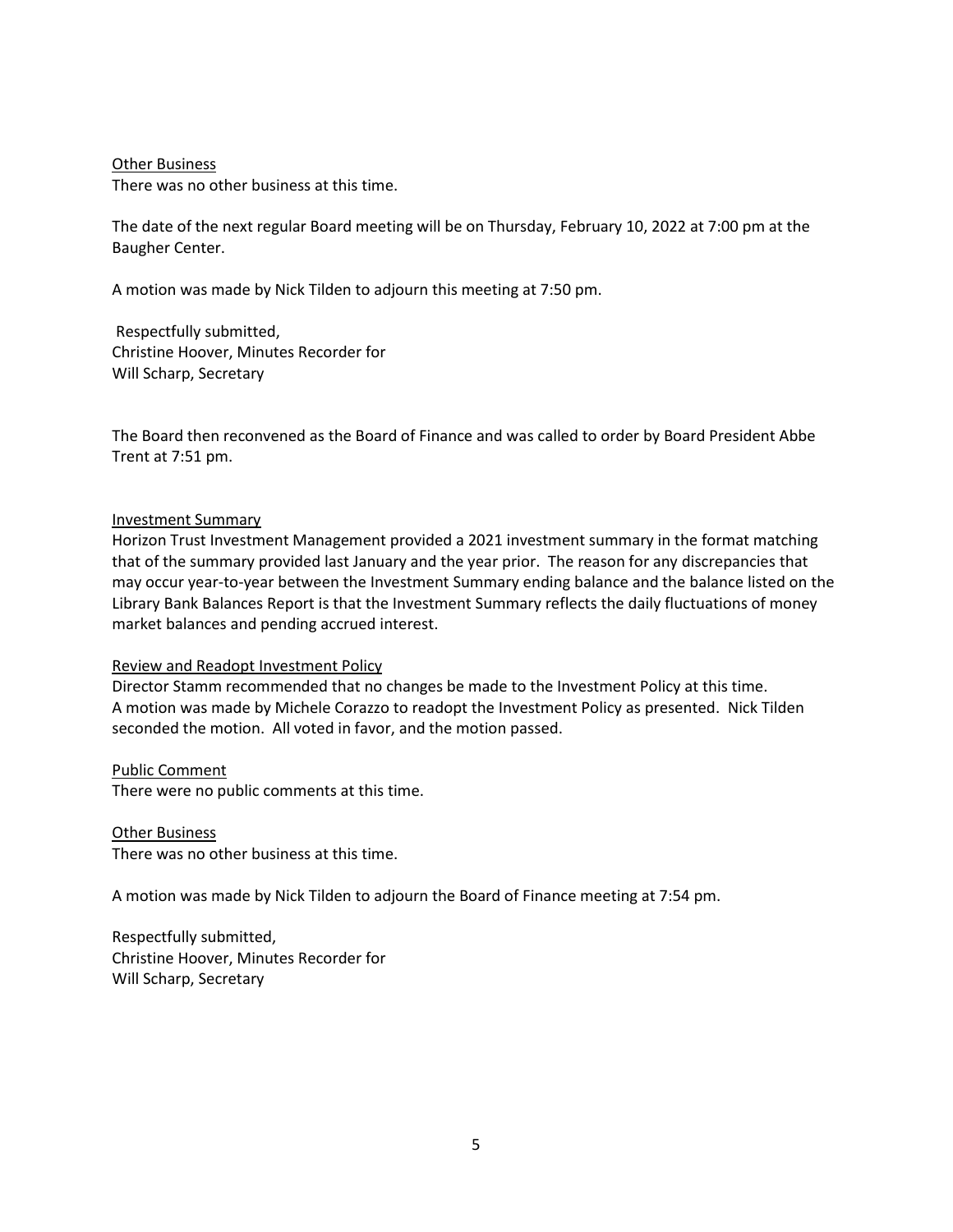<u>Other Business</u>
There was no other business at this time.

The date of the next regular Board meeting will be on Thursday, February 10, 2022 at 7:00 pm at the Baugher Center.

A motion was made by Nick Tilden to adjourn this meeting at 7:50 pm.

Respectfully submitted,
Christine Hoover, Minutes Recorder for
Will Scharp, Secretary

The Board then reconvened as the Board of Finance and was called to order by Board President Abbe Trent at 7:51 pm.

<u>Investment Summary</u>
Horizon Trust Investment Management provided a 2021 investment summary in the format matching that of the summary provided last January and the year prior. The reason for any discrepancies that may occur year-to-year between the Investment Summary ending balance and the balance listed on the Library Bank Balances Report is that the Investment Summary reflects the daily fluctuations of money market balances and pending accrued interest.

<u>Review and Readopt Investment Policy</u>
Director Stamm recommended that no changes be made to the Investment Policy at this time.
A motion was made by Michele Corazzo to readopt the Investment Policy as presented. Nick Tilden seconded the motion. All voted in favor, and the motion passed.

<u>Public Comment</u>
There were no public comments at this time.

<u>Other Business</u>
There was no other business at this time.

A motion was made by Nick Tilden to adjourn the Board of Finance meeting at 7:54 pm.

Respectfully submitted,
Christine Hoover, Minutes Recorder for
Will Scharp, Secretary